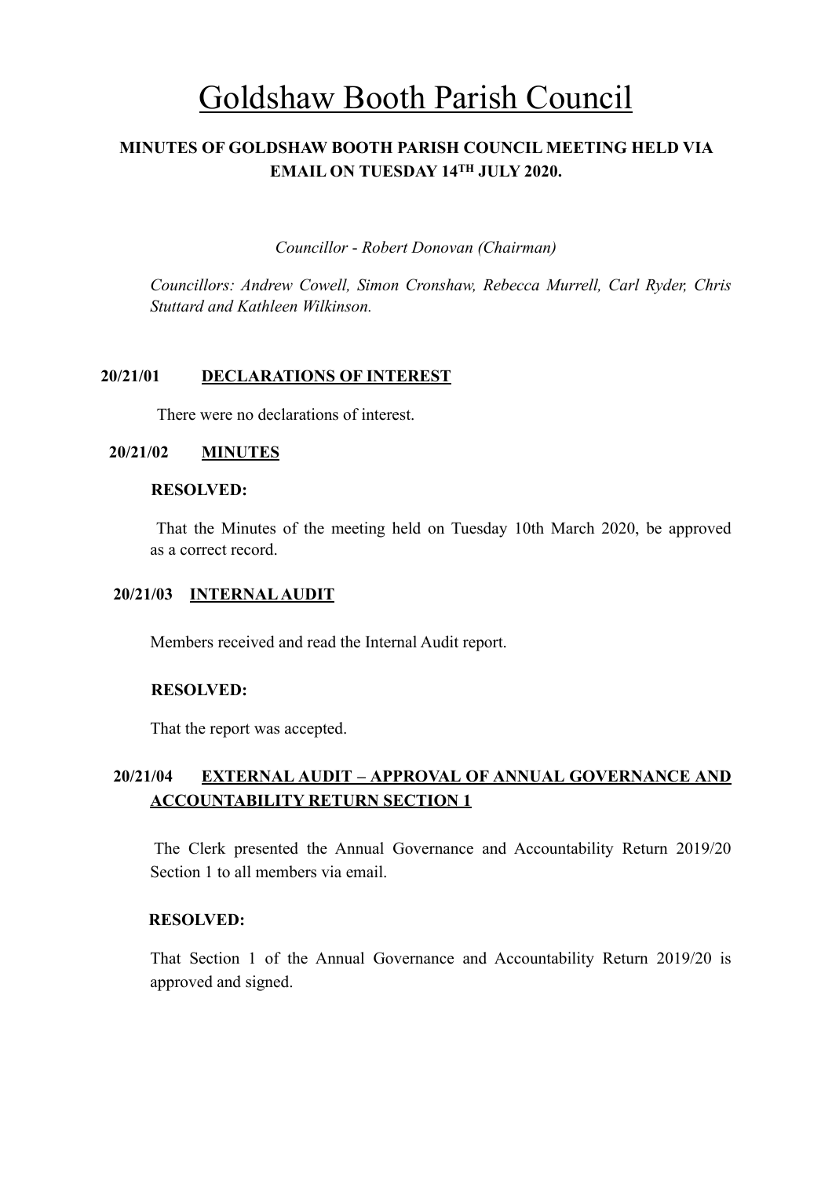# Goldshaw Booth Parish Council

**MINUTES OF GOLDSHAW BOOTH PARISH COUNCIL MEETING HELD VIA EMAIL ON TUESDAY 14TH JULY 2020.**

*Councillor - Robert Donovan (Chairman)*

*Councillors: Andrew Cowell, Simon Cronshaw, Rebecca Murrell, Carl Ryder, Chris Stuttard and Kathleen Wilkinson.*

## 20/21/01 DECLARATIONS OF INTEREST

There were no declarations of interest.

## 20/21/02 MINUTES

**RESOLVED:**

That the Minutes of the meeting held on Tuesday 10th March 2020, be approved as a correct record.

## 20/21/03 INTERNAL AUDIT

Members received and read the Internal Audit report.

**RESOLVED:**

That the report was accepted.

## 20/21/04 EXTERNAL AUDIT – APPROVAL OF ANNUAL GOVERNANCE AND ACCOUNTABILITY RETURN SECTION 1

The Clerk presented the Annual Governance and Accountability Return 2019/20 Section 1 to all members via email.

**RESOLVED:**

That Section 1 of the Annual Governance and Accountability Return 2019/20 is approved and signed.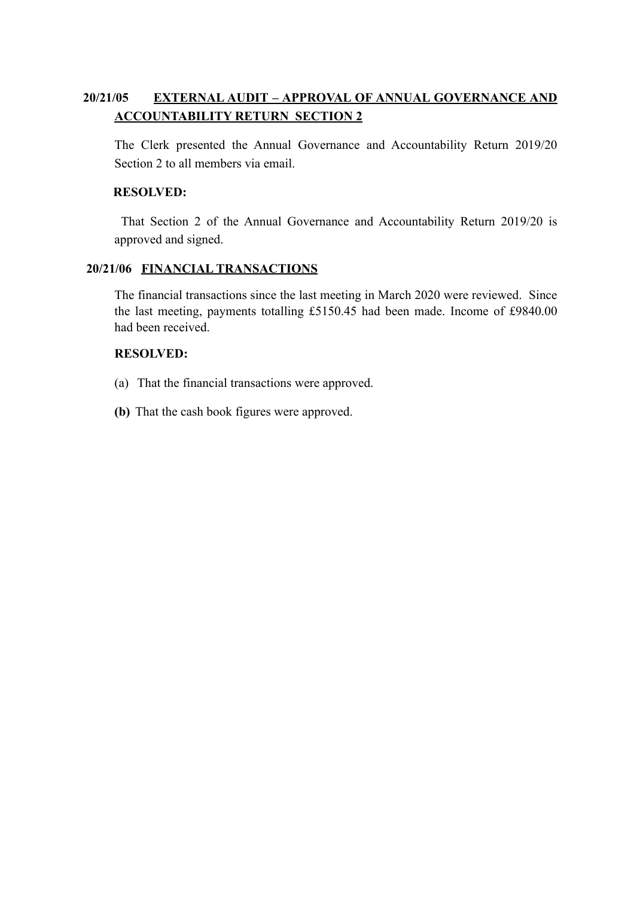**20/21/05 <u>EXTERNAL AUDIT – APPROVAL OF ANNUAL GOVERNANCE AND ACCOUNTABILITY RETURN SECTION 2</u>**

The Clerk presented the Annual Governance and Accountability Return 2019/20 Section 2 to all members via email.

**RESOLVED:**

That Section 2 of the Annual Governance and Accountability Return 2019/20 is approved and signed.

**20/21/06 <u>FINANCIAL TRANSACTIONS</u>**

The financial transactions since the last meeting in March 2020 were reviewed. Since the last meeting, payments totalling £5150.45 had been made. Income of £9840.00 had been received.

**RESOLVED:**

(a) That the financial transactions were approved.

**(b)** That the cash book figures were approved.